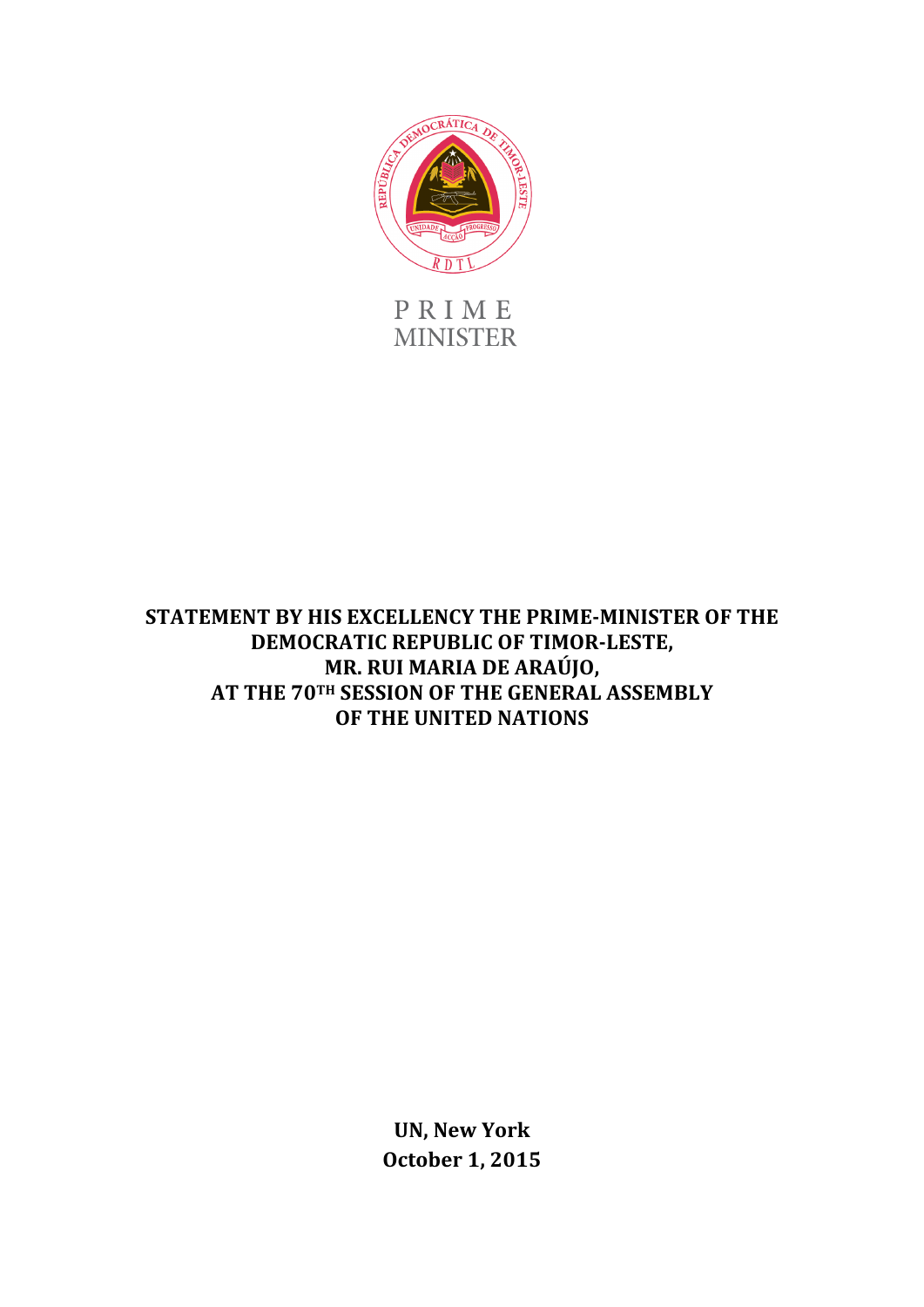PRIME
MINISTER

**STATEMENT BY HIS EXCELLENCY THE PRIME-MINISTER OF THE DEMOCRATIC REPUBLIC OF TIMOR-LESTE,**
**MR. RUI MARIA DE ARAÚJO,**
**AT THE 70TH SESSION OF THE GENERAL ASSEMBLY**
**OF THE UNITED NATIONS**

**UN, New York**
**October 1, 2015**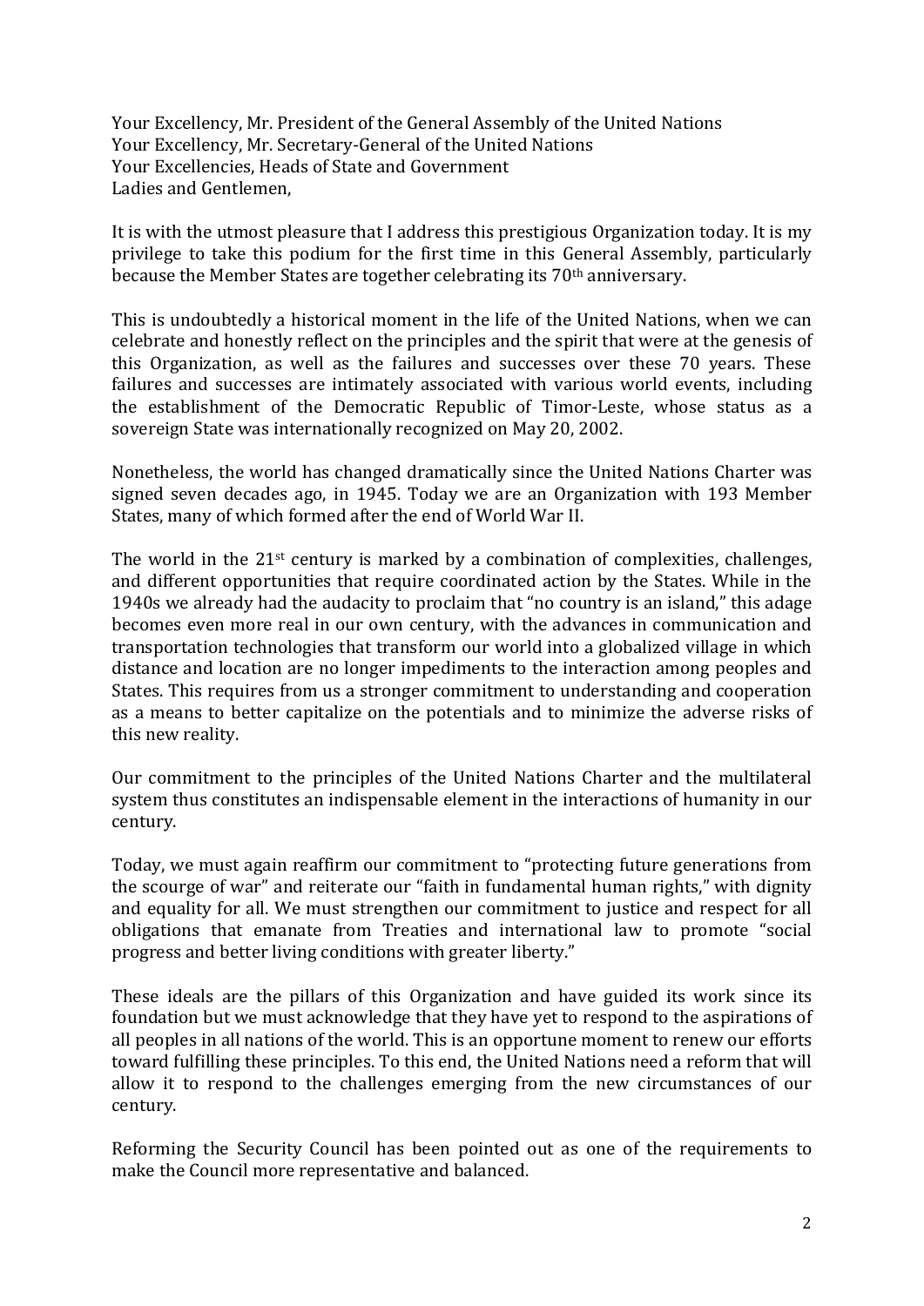Your Excellency, Mr. President of the General Assembly of the United Nations
Your Excellency, Mr. Secretary-General of the United Nations
Your Excellencies, Heads of State and Government
Ladies and Gentlemen,

It is with the utmost pleasure that I address this prestigious Organization today. It is my privilege to take this podium for the first time in this General Assembly, particularly because the Member States are together celebrating its 70th anniversary.

This is undoubtedly a historical moment in the life of the United Nations, when we can celebrate and honestly reflect on the principles and the spirit that were at the genesis of this Organization, as well as the failures and successes over these 70 years. These failures and successes are intimately associated with various world events, including the establishment of the Democratic Republic of Timor-Leste, whose status as a sovereign State was internationally recognized on May 20, 2002.

Nonetheless, the world has changed dramatically since the United Nations Charter was signed seven decades ago, in 1945. Today we are an Organization with 193 Member States, many of which formed after the end of World War II.

The world in the 21st century is marked by a combination of complexities, challenges, and different opportunities that require coordinated action by the States. While in the 1940s we already had the audacity to proclaim that "no country is an island," this adage becomes even more real in our own century, with the advances in communication and transportation technologies that transform our world into a globalized village in which distance and location are no longer impediments to the interaction among peoples and States. This requires from us a stronger commitment to understanding and cooperation as a means to better capitalize on the potentials and to minimize the adverse risks of this new reality.

Our commitment to the principles of the United Nations Charter and the multilateral system thus constitutes an indispensable element in the interactions of humanity in our century.

Today, we must again reaffirm our commitment to "protecting future generations from the scourge of war" and reiterate our "faith in fundamental human rights," with dignity and equality for all. We must strengthen our commitment to justice and respect for all obligations that emanate from Treaties and international law to promote "social progress and better living conditions with greater liberty."

These ideals are the pillars of this Organization and have guided its work since its foundation but we must acknowledge that they have yet to respond to the aspirations of all peoples in all nations of the world. This is an opportune moment to renew our efforts toward fulfilling these principles. To this end, the United Nations need a reform that will allow it to respond to the challenges emerging from the new circumstances of our century.

Reforming the Security Council has been pointed out as one of the requirements to make the Council more representative and balanced.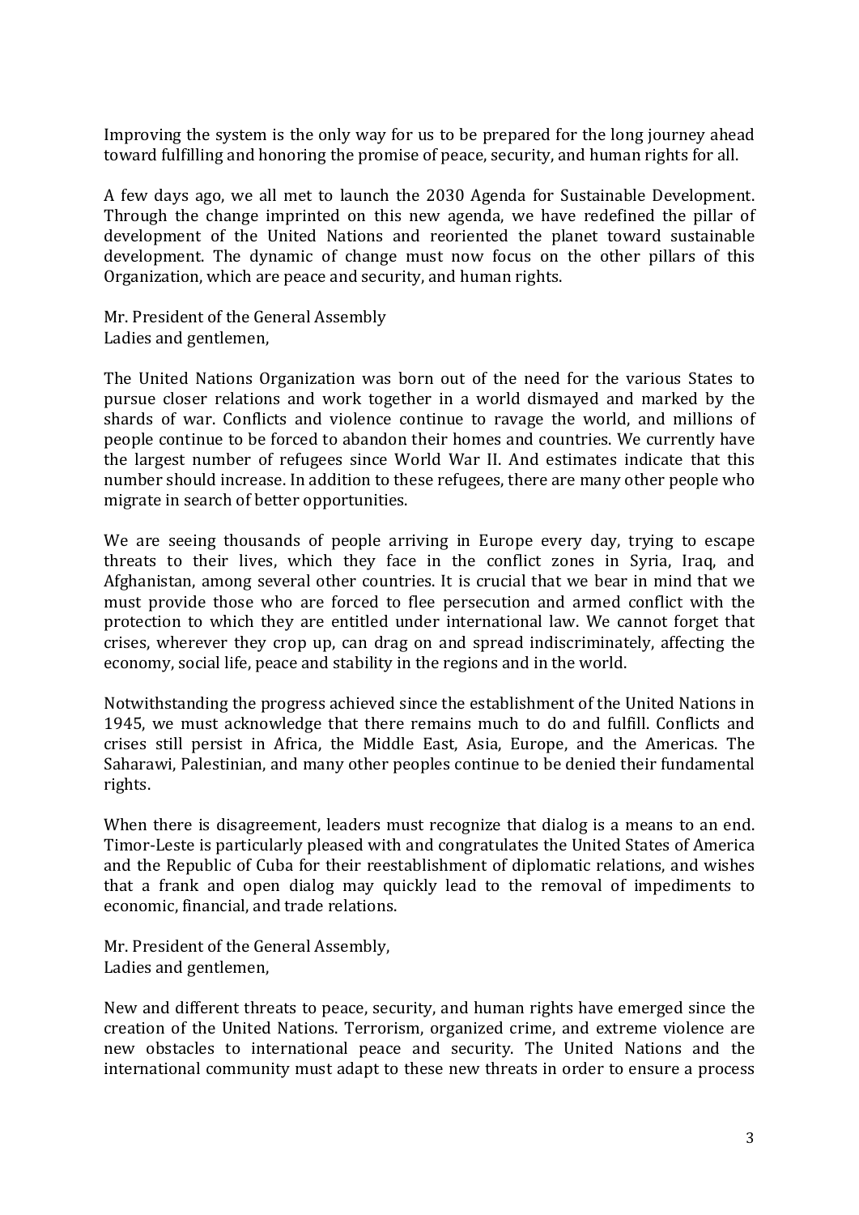Improving the system is the only way for us to be prepared for the long journey ahead toward fulfilling and honoring the promise of peace, security, and human rights for all.

A few days ago, we all met to launch the 2030 Agenda for Sustainable Development. Through the change imprinted on this new agenda, we have redefined the pillar of development of the United Nations and reoriented the planet toward sustainable development. The dynamic of change must now focus on the other pillars of this Organization, which are peace and security, and human rights.

Mr. President of the General Assembly
Ladies and gentlemen,

The United Nations Organization was born out of the need for the various States to pursue closer relations and work together in a world dismayed and marked by the shards of war. Conflicts and violence continue to ravage the world, and millions of people continue to be forced to abandon their homes and countries. We currently have the largest number of refugees since World War II. And estimates indicate that this number should increase. In addition to these refugees, there are many other people who migrate in search of better opportunities.

We are seeing thousands of people arriving in Europe every day, trying to escape threats to their lives, which they face in the conflict zones in Syria, Iraq, and Afghanistan, among several other countries. It is crucial that we bear in mind that we must provide those who are forced to flee persecution and armed conflict with the protection to which they are entitled under international law. We cannot forget that crises, wherever they crop up, can drag on and spread indiscriminately, affecting the economy, social life, peace and stability in the regions and in the world.

Notwithstanding the progress achieved since the establishment of the United Nations in 1945, we must acknowledge that there remains much to do and fulfill. Conflicts and crises still persist in Africa, the Middle East, Asia, Europe, and the Americas. The Saharawi, Palestinian, and many other peoples continue to be denied their fundamental rights.

When there is disagreement, leaders must recognize that dialog is a means to an end. Timor-Leste is particularly pleased with and congratulates the United States of America and the Republic of Cuba for their reestablishment of diplomatic relations, and wishes that a frank and open dialog may quickly lead to the removal of impediments to economic, financial, and trade relations.

Mr. President of the General Assembly,
Ladies and gentlemen,

New and different threats to peace, security, and human rights have emerged since the creation of the United Nations. Terrorism, organized crime, and extreme violence are new obstacles to international peace and security. The United Nations and the international community must adapt to these new threats in order to ensure a process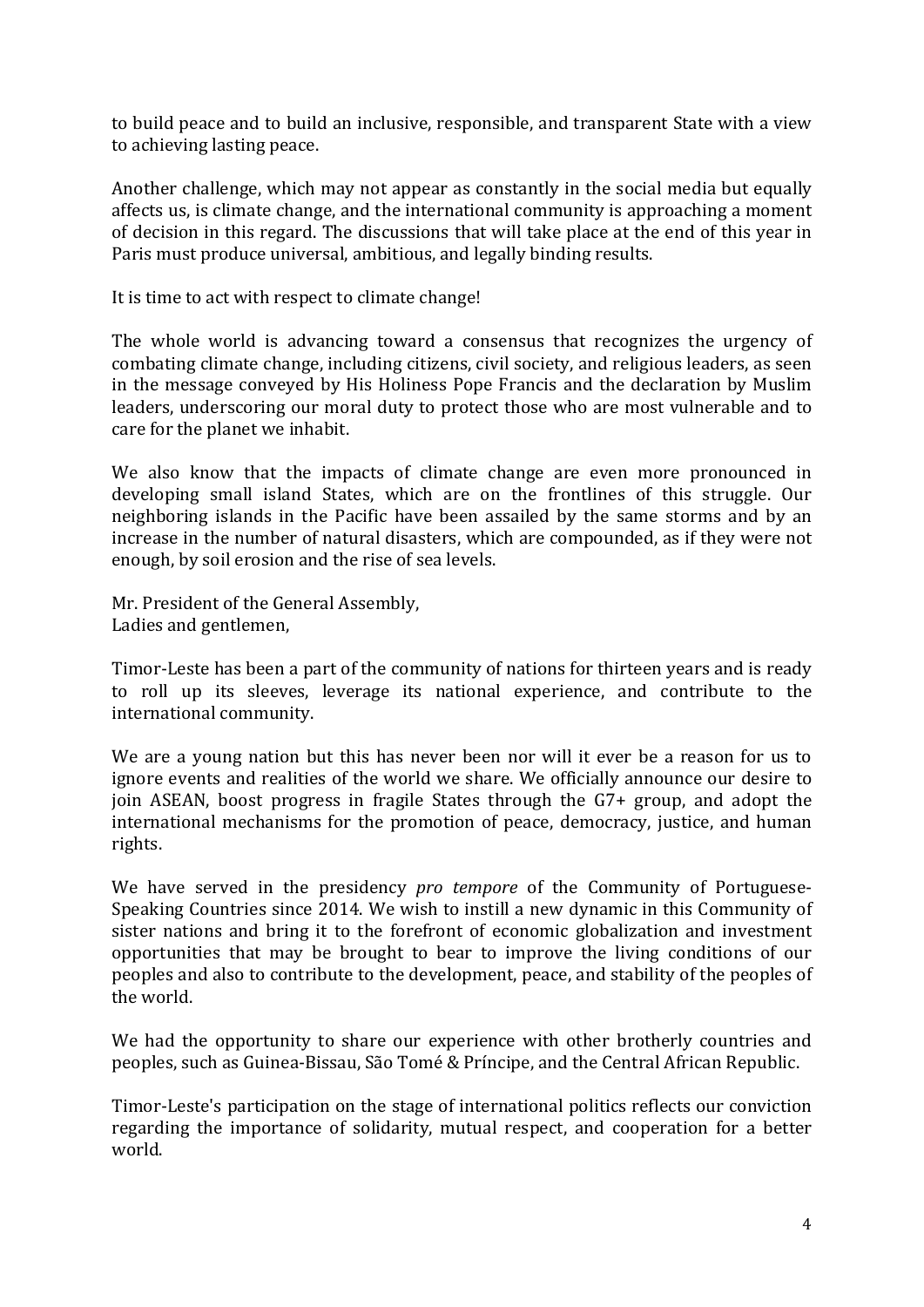to build peace and to build an inclusive, responsible, and transparent State with a view to achieving lasting peace.

Another challenge, which may not appear as constantly in the social media but equally affects us, is climate change, and the international community is approaching a moment of decision in this regard. The discussions that will take place at the end of this year in Paris must produce universal, ambitious, and legally binding results.

It is time to act with respect to climate change!

The whole world is advancing toward a consensus that recognizes the urgency of combating climate change, including citizens, civil society, and religious leaders, as seen in the message conveyed by His Holiness Pope Francis and the declaration by Muslim leaders, underscoring our moral duty to protect those who are most vulnerable and to care for the planet we inhabit.

We also know that the impacts of climate change are even more pronounced in developing small island States, which are on the frontlines of this struggle. Our neighboring islands in the Pacific have been assailed by the same storms and by an increase in the number of natural disasters, which are compounded, as if they were not enough, by soil erosion and the rise of sea levels.

Mr. President of the General Assembly,
Ladies and gentlemen,

Timor-Leste has been a part of the community of nations for thirteen years and is ready to roll up its sleeves, leverage its national experience, and contribute to the international community.

We are a young nation but this has never been nor will it ever be a reason for us to ignore events and realities of the world we share. We officially announce our desire to join ASEAN, boost progress in fragile States through the G7+ group, and adopt the international mechanisms for the promotion of peace, democracy, justice, and human rights.

We have served in the presidency *pro tempore* of the Community of Portuguese-Speaking Countries since 2014. We wish to instill a new dynamic in this Community of sister nations and bring it to the forefront of economic globalization and investment opportunities that may be brought to bear to improve the living conditions of our peoples and also to contribute to the development, peace, and stability of the peoples of the world.

We had the opportunity to share our experience with other brotherly countries and peoples, such as Guinea-Bissau, São Tomé & Príncipe, and the Central African Republic.

Timor-Leste's participation on the stage of international politics reflects our conviction regarding the importance of solidarity, mutual respect, and cooperation for a better world.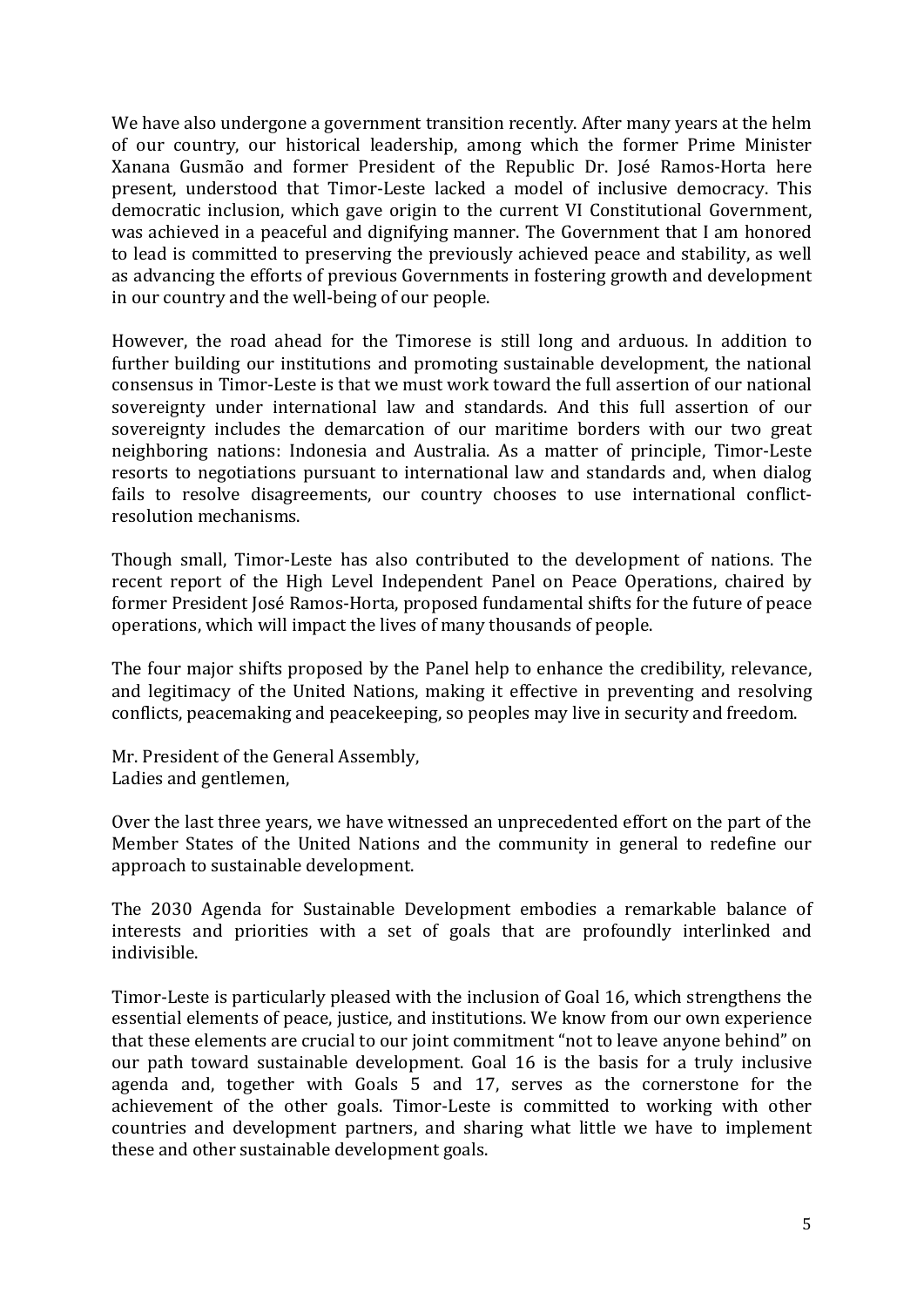We have also undergone a government transition recently. After many years at the helm of our country, our historical leadership, among which the former Prime Minister Xanana Gusmão and former President of the Republic Dr. José Ramos-Horta here present, understood that Timor-Leste lacked a model of inclusive democracy. This democratic inclusion, which gave origin to the current VI Constitutional Government, was achieved in a peaceful and dignifying manner. The Government that I am honored to lead is committed to preserving the previously achieved peace and stability, as well as advancing the efforts of previous Governments in fostering growth and development in our country and the well-being of our people.

However, the road ahead for the Timorese is still long and arduous. In addition to further building our institutions and promoting sustainable development, the national consensus in Timor-Leste is that we must work toward the full assertion of our national sovereignty under international law and standards. And this full assertion of our sovereignty includes the demarcation of our maritime borders with our two great neighboring nations: Indonesia and Australia. As a matter of principle, Timor-Leste resorts to negotiations pursuant to international law and standards and, when dialog fails to resolve disagreements, our country chooses to use international conflict-resolution mechanisms.

Though small, Timor-Leste has also contributed to the development of nations. The recent report of the High Level Independent Panel on Peace Operations, chaired by former President José Ramos-Horta, proposed fundamental shifts for the future of peace operations, which will impact the lives of many thousands of people.

The four major shifts proposed by the Panel help to enhance the credibility, relevance, and legitimacy of the United Nations, making it effective in preventing and resolving conflicts, peacemaking and peacekeeping, so peoples may live in security and freedom.

Mr. President of the General Assembly,
Ladies and gentlemen,

Over the last three years, we have witnessed an unprecedented effort on the part of the Member States of the United Nations and the community in general to redefine our approach to sustainable development.

The 2030 Agenda for Sustainable Development embodies a remarkable balance of interests and priorities with a set of goals that are profoundly interlinked and indivisible.

Timor-Leste is particularly pleased with the inclusion of Goal 16, which strengthens the essential elements of peace, justice, and institutions. We know from our own experience that these elements are crucial to our joint commitment "not to leave anyone behind" on our path toward sustainable development. Goal 16 is the basis for a truly inclusive agenda and, together with Goals 5 and 17, serves as the cornerstone for the achievement of the other goals. Timor-Leste is committed to working with other countries and development partners, and sharing what little we have to implement these and other sustainable development goals.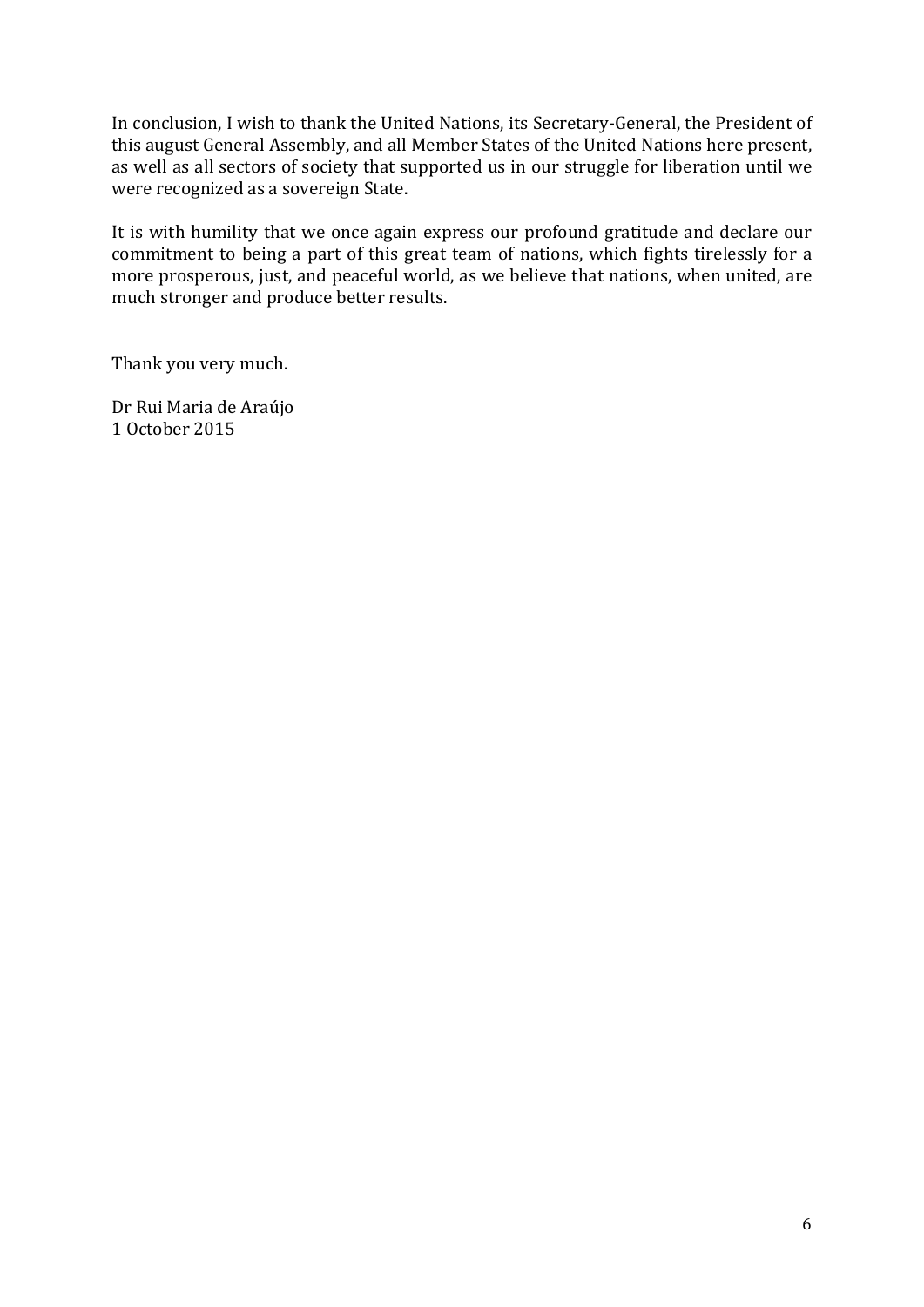In conclusion, I wish to thank the United Nations, its Secretary-General, the President of this august General Assembly, and all Member States of the United Nations here present, as well as all sectors of society that supported us in our struggle for liberation until we were recognized as a sovereign State.

It is with humility that we once again express our profound gratitude and declare our commitment to being a part of this great team of nations, which fights tirelessly for a more prosperous, just, and peaceful world, as we believe that nations, when united, are much stronger and produce better results.

Thank you very much.

Dr Rui Maria de Araújo
1 October 2015